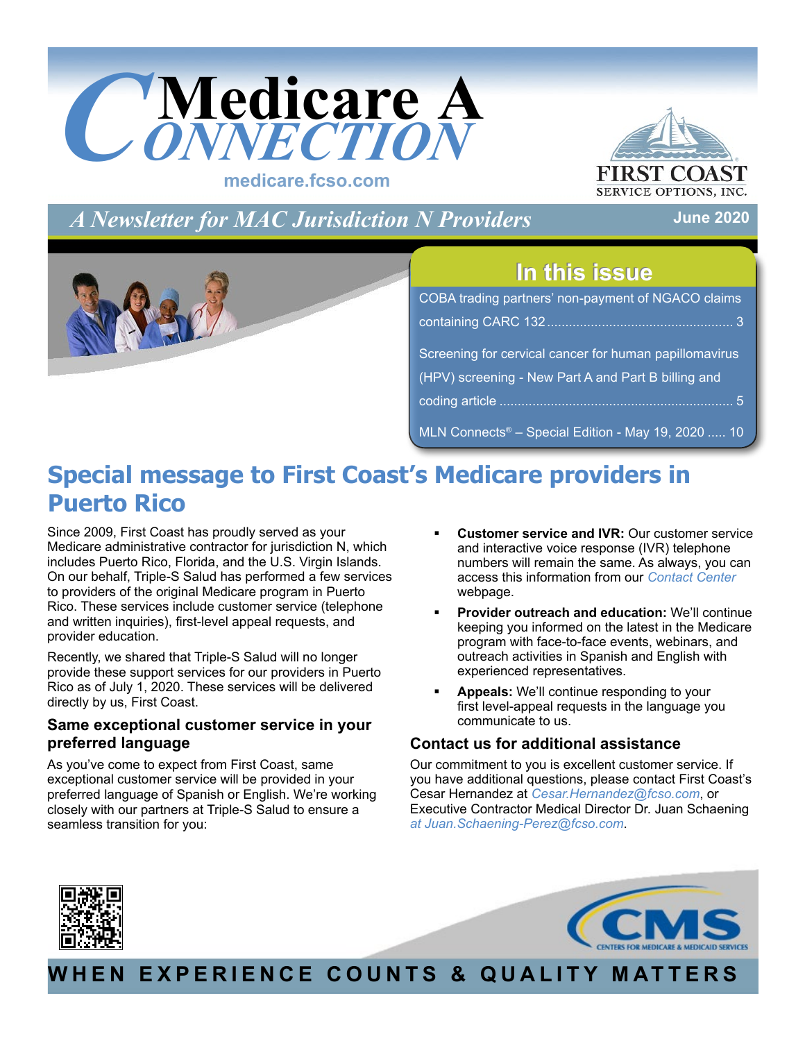# Medicare A Connection

medicare.fcso.com

FIRST COAST SERVICE OPTIONS, INC.

*A Newsletter for MAC Jurisdiction N Providers*

June 2020

## In this issue

COBA trading partners' non-payment of NGACO claims containing CARC 132 ..... 3

Screening for cervical cancer for human papillomavirus (HPV) screening - New Part A and Part B billing and coding article ..... 5

MLN Connects® – Special Edition - May 19, 2020 ..... 10

# Special message to First Coast's Medicare providers in Puerto Rico

Since 2009, First Coast has proudly served as your Medicare administrative contractor for jurisdiction N, which includes Puerto Rico, Florida, and the U.S. Virgin Islands. On our behalf, Triple-S Salud has performed a few services to providers of the original Medicare program in Puerto Rico. These services include customer service (telephone and written inquiries), first-level appeal requests, and provider education.

Recently, we shared that Triple-S Salud will no longer provide these support services for our providers in Puerto Rico as of July 1, 2020. These services will be delivered directly by us, First Coast.

### Same exceptional customer service in your preferred language

As you've come to expect from First Coast, same exceptional customer service will be provided in your preferred language of Spanish or English. We're working closely with our partners at Triple-S Salud to ensure a seamless transition for you:

- **Customer service and IVR:** Our customer service and interactive voice response (IVR) telephone numbers will remain the same. As always, you can access this information from our *Contact Center* webpage.
- **Provider outreach and education:** We'll continue keeping you informed on the latest in the Medicare program with face-to-face events, webinars, and outreach activities in Spanish and English with experienced representatives.
- **Appeals:** We'll continue responding to your first level-appeal requests in the language you communicate to us.

### Contact us for additional assistance

Our commitment to you is excellent customer service. If you have additional questions, please contact First Coast's Cesar Hernandez at *Cesar.Hernandez@fcso.com*, or Executive Contractor Medical Director Dr. Juan Schaening *at Juan.Schaening-Perez@fcso.com*.

WHEN EXPERIENCE COUNTS & QUALITY MATTERS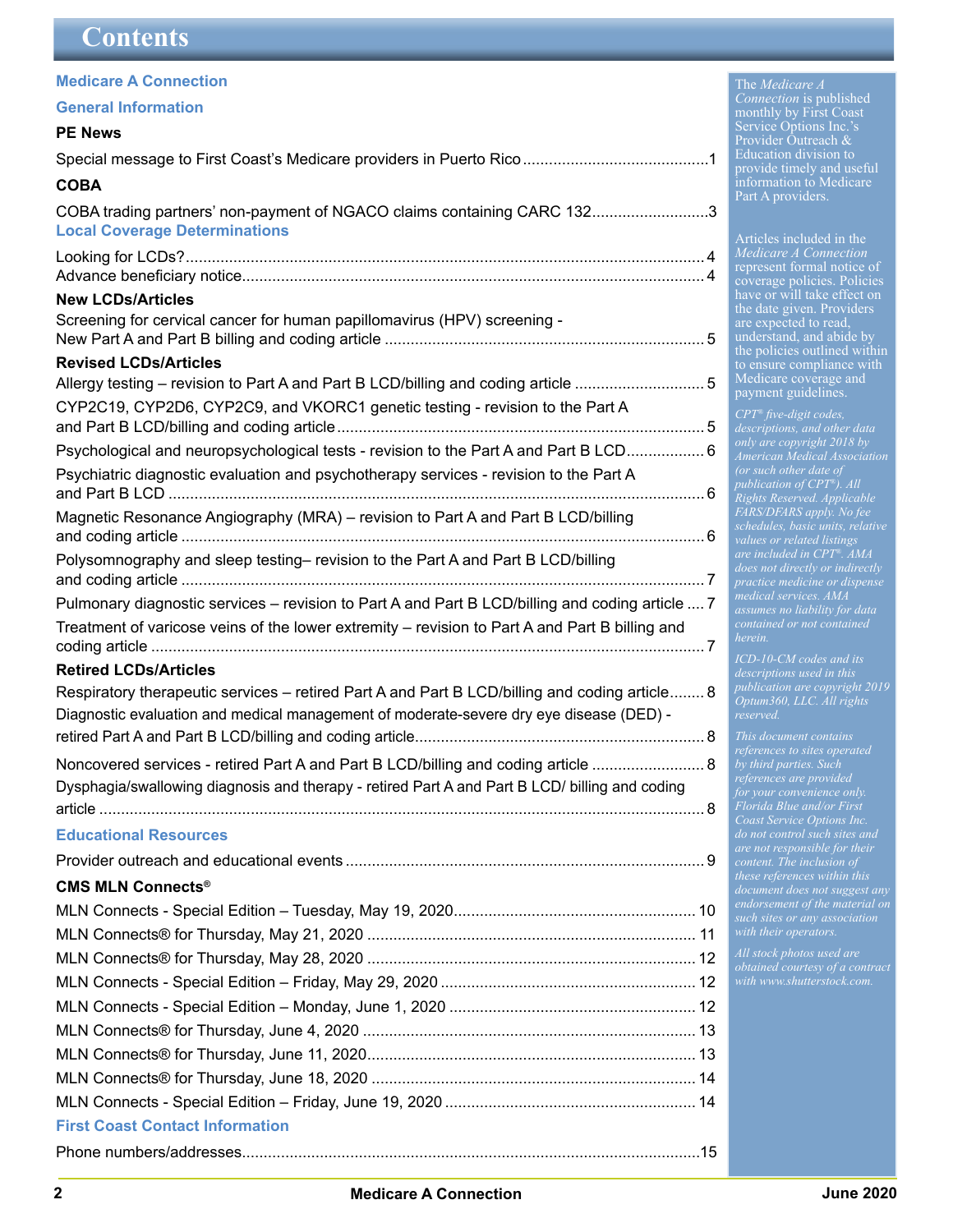# Contents

## Medicare A Connection

## General Information

### PE News

Special message to First Coast's Medicare providers in Puerto Rico ....1

### COBA

COBA trading partners' non-payment of NGACO claims containing CARC 132 ....3

## Local Coverage Determinations

Looking for LCDs? ....4

Advance beneficiary notice ....4

### New LCDs/Articles

Screening for cervical cancer for human papillomavirus (HPV) screening - New Part A and Part B billing and coding article ....5

### Revised LCDs/Articles

Allergy testing – revision to Part A and Part B LCD/billing and coding article ....5

CYP2C19, CYP2D6, CYP2C9, and VKORC1 genetic testing - revision to the Part A and Part B LCD/billing and coding article ....5

Psychological and neuropsychological tests - revision to the Part A and Part B LCD ....6

Psychiatric diagnostic evaluation and psychotherapy services - revision to the Part A and Part B LCD ....6

Magnetic Resonance Angiography (MRA) – revision to Part A and Part B LCD/billing and coding article ....6

Polysomnography and sleep testing– revision to the Part A and Part B LCD/billing and coding article ....7

Pulmonary diagnostic services – revision to Part A and Part B LCD/billing and coding article ....7

Treatment of varicose veins of the lower extremity – revision to Part A and Part B billing and coding article ....7

### Retired LCDs/Articles

Respiratory therapeutic services – retired Part A and Part B LCD/billing and coding article ....8

Diagnostic evaluation and medical management of moderate-severe dry eye disease (DED) - retired Part A and Part B LCD/billing and coding article ....8

Noncovered services - retired Part A and Part B LCD/billing and coding article ....8

Dysphagia/swallowing diagnosis and therapy - retired Part A and Part B LCD/ billing and coding article ....8

## Educational Resources

Provider outreach and educational events ....9

### CMS MLN Connects®

MLN Connects - Special Edition – Tuesday, May 19, 2020 ....10

MLN Connects® for Thursday, May 21, 2020 ....11

MLN Connects® for Thursday, May 28, 2020 ....12

MLN Connects - Special Edition – Friday, May 29, 2020 ....12

MLN Connects - Special Edition – Monday, June 1, 2020 ....12

MLN Connects® for Thursday, June 4, 2020 ....13

MLN Connects® for Thursday, June 11, 2020 ....13

MLN Connects® for Thursday, June 18, 2020 ....14

MLN Connects - Special Edition – Friday, June 19, 2020 ....14

## First Coast Contact Information

Phone numbers/addresses ....15

---

The *Medicare A Connection* is published monthly by First Coast Service Options Inc.'s Provider Outreach & Education division to provide timely and useful information to Medicare Part A providers.

Articles included in the *Medicare A Connection* represent formal notice of coverage policies. Policies have or will take effect on the date given. Providers are expected to read, understand, and abide by the policies outlined within to ensure compliance with Medicare coverage and payment guidelines.

*CPT® five-digit codes, descriptions, and other data only are copyright 2018 by American Medical Association (or such other date of publication of CPT®). All Rights Reserved. Applicable FARS/DFARS apply. No fee schedules, basic units, relative values or related listings are included in CPT®. AMA does not directly or indirectly practice medicine or dispense medical services. AMA assumes no liability for data contained or not contained herein.*

*ICD-10-CM codes and its descriptions used in this publication are copyright 2019 Optum360, LLC. All rights reserved.*

*This document contains references to sites operated by third parties. Such references are provided for your convenience only. Florida Blue and/or First Coast Service Options Inc. do not control such sites and are not responsible for their content. The inclusion of these references within this document does not suggest any endorsement of the material on such sites or any association with their operators.*

*All stock photos used are obtained courtesy of a contract with www.shutterstock.com.*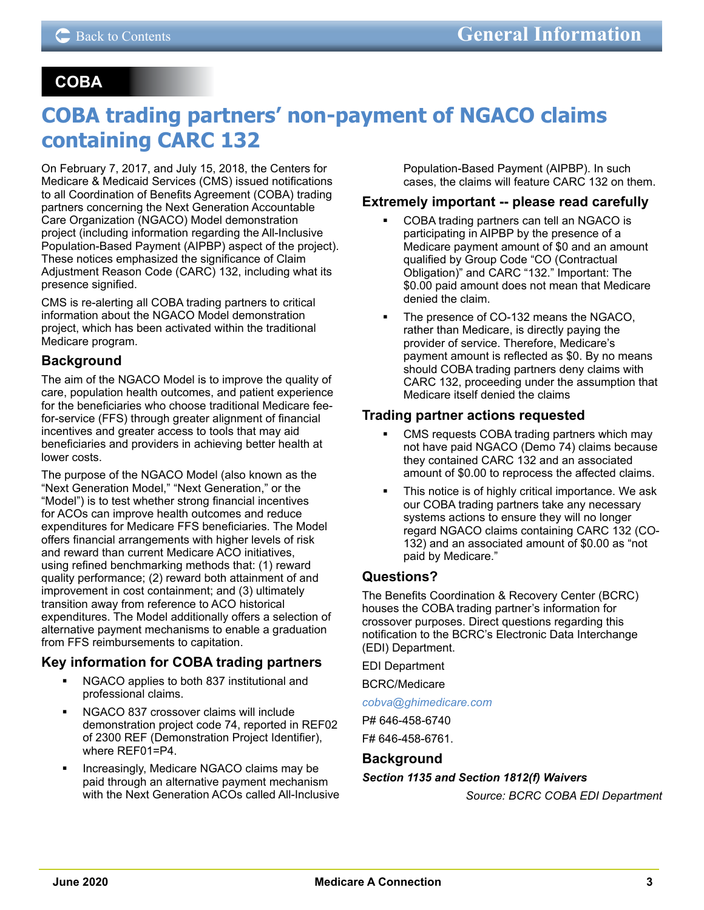## COBA

# COBA trading partners' non-payment of NGACO claims containing CARC 132

On February 7, 2017, and July 15, 2018, the Centers for Medicare & Medicaid Services (CMS) issued notifications to all Coordination of Benefits Agreement (COBA) trading partners concerning the Next Generation Accountable Care Organization (NGACO) Model demonstration project (including information regarding the All-Inclusive Population-Based Payment (AIPBP) aspect of the project). These notices emphasized the significance of Claim Adjustment Reason Code (CARC) 132, including what its presence signified.

CMS is re-alerting all COBA trading partners to critical information about the NGACO Model demonstration project, which has been activated within the traditional Medicare program.

### Background

The aim of the NGACO Model is to improve the quality of care, population health outcomes, and patient experience for the beneficiaries who choose traditional Medicare fee-for-service (FFS) through greater alignment of financial incentives and greater access to tools that may aid beneficiaries and providers in achieving better health at lower costs.

The purpose of the NGACO Model (also known as the "Next Generation Model," "Next Generation," or the "Model") is to test whether strong financial incentives for ACOs can improve health outcomes and reduce expenditures for Medicare FFS beneficiaries. The Model offers financial arrangements with higher levels of risk and reward than current Medicare ACO initiatives, using refined benchmarking methods that: (1) reward quality performance; (2) reward both attainment of and improvement in cost containment; and (3) ultimately transition away from reference to ACO historical expenditures. The Model additionally offers a selection of alternative payment mechanisms to enable a graduation from FFS reimbursements to capitation.

### Key information for COBA trading partners

- NGACO applies to both 837 institutional and professional claims.
- NGACO 837 crossover claims will include demonstration project code 74, reported in REF02 of 2300 REF (Demonstration Project Identifier), where REF01=P4.
- Increasingly, Medicare NGACO claims may be paid through an alternative payment mechanism with the Next Generation ACOs called All-Inclusive Population-Based Payment (AIPBP). In such cases, the claims will feature CARC 132 on them.

### Extremely important -- please read carefully

- COBA trading partners can tell an NGACO is participating in AIPBP by the presence of a Medicare payment amount of $0 and an amount qualified by Group Code "CO (Contractual Obligation)" and CARC "132." Important: The $0.00 paid amount does not mean that Medicare denied the claim.
- The presence of CO-132 means the NGACO, rather than Medicare, is directly paying the provider of service. Therefore, Medicare's payment amount is reflected as $0. By no means should COBA trading partners deny claims with CARC 132, proceeding under the assumption that Medicare itself denied the claims

### Trading partner actions requested

- CMS requests COBA trading partners which may not have paid NGACO (Demo 74) claims because they contained CARC 132 and an associated amount of $0.00 to reprocess the affected claims.
- This notice is of highly critical importance. We ask our COBA trading partners take any necessary systems actions to ensure they will no longer regard NGACO claims containing CARC 132 (CO-132) and an associated amount of $0.00 as "not paid by Medicare."

### Questions?

The Benefits Coordination & Recovery Center (BCRC) houses the COBA trading partner's information for crossover purposes. Direct questions regarding this notification to the BCRC's Electronic Data Interchange (EDI) Department.

EDI Department

BCRC/Medicare

cobva@ghimedicare.com

P# 646-458-6740

F# 646-458-6761.

### Background

***Section 1135 and Section 1812(f) Waivers***

*Source: BCRC COBA EDI Department*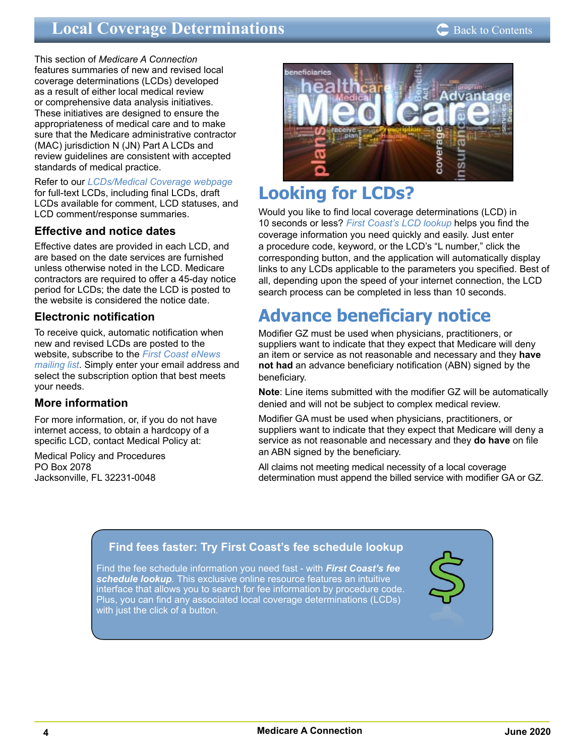# Local Coverage Determinations

This section of *Medicare A Connection* features summaries of new and revised local coverage determinations (LCDs) developed as a result of either local medical review or comprehensive data analysis initiatives. These initiatives are designed to ensure the appropriateness of medical care and to make sure that the Medicare administrative contractor (MAC) jurisdiction N (JN) Part A LCDs and review guidelines are consistent with accepted standards of medical practice.

Refer to our *LCDs/Medical Coverage webpage* for full-text LCDs, including final LCDs, draft LCDs available for comment, LCD statuses, and LCD comment/response summaries.

### Effective and notice dates

Effective dates are provided in each LCD, and are based on the date services are furnished unless otherwise noted in the LCD. Medicare contractors are required to offer a 45-day notice period for LCDs; the date the LCD is posted to the website is considered the notice date.

### Electronic notification

To receive quick, automatic notification when new and revised LCDs are posted to the website, subscribe to the *First Coast eNews mailing list*. Simply enter your email address and select the subscription option that best meets your needs.

### More information

For more information, or, if you do not have internet access, to obtain a hardcopy of a specific LCD, contact Medical Policy at:

Medical Policy and Procedures
PO Box 2078
Jacksonville, FL 32231-0048

## Looking for LCDs?

Would you like to find local coverage determinations (LCD) in 10 seconds or less? *First Coast's LCD lookup* helps you find the coverage information you need quickly and easily. Just enter a procedure code, keyword, or the LCD's "L number," click the corresponding button, and the application will automatically display links to any LCDs applicable to the parameters you specified. Best of all, depending upon the speed of your internet connection, the LCD search process can be completed in less than 10 seconds.

## Advance beneficiary notice

Modifier GZ must be used when physicians, practitioners, or suppliers want to indicate that they expect that Medicare will deny an item or service as not reasonable and necessary and they **have not had** an advance beneficiary notification (ABN) signed by the beneficiary.

**Note**: Line items submitted with the modifier GZ will be automatically denied and will not be subject to complex medical review.

Modifier GA must be used when physicians, practitioners, or suppliers want to indicate that they expect that Medicare will deny a service as not reasonable and necessary and they **do have** on file an ABN signed by the beneficiary.

All claims not meeting medical necessity of a local coverage determination must append the billed service with modifier GA or GZ.

### Find fees faster: Try First Coast's fee schedule lookup

Find the fee schedule information you need fast - with ***First Coast's fee schedule lookup***. This exclusive online resource features an intuitive interface that allows you to search for fee information by procedure code. Plus, you can find any associated local coverage determinations (LCDs) with just the click of a button.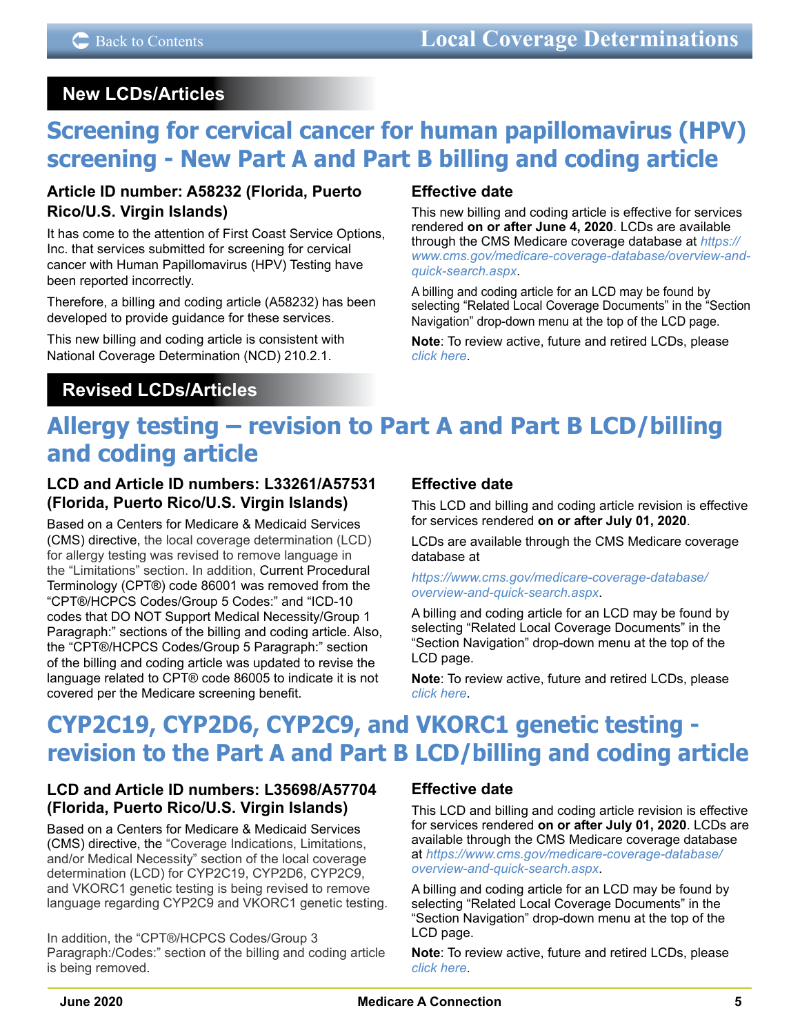## New LCDs/Articles

# Screening for cervical cancer for human papillomavirus (HPV) screening - New Part A and Part B billing and coding article

### Article ID number: A58232 (Florida, Puerto Rico/U.S. Virgin Islands)

It has come to the attention of First Coast Service Options, Inc. that services submitted for screening for cervical cancer with Human Papillomavirus (HPV) Testing have been reported incorrectly.

Therefore, a billing and coding article (A58232) has been developed to provide guidance for these services.

This new billing and coding article is consistent with National Coverage Determination (NCD) 210.2.1.

### Effective date

This new billing and coding article is effective for services rendered **on or after June 4, 2020**. LCDs are available through the CMS Medicare coverage database at *https://www.cms.gov/medicare-coverage-database/overview-and-quick-search.aspx*.

A billing and coding article for an LCD may be found by selecting "Related Local Coverage Documents" in the "Section Navigation" drop-down menu at the top of the LCD page.

**Note**: To review active, future and retired LCDs, please *click here*.

## Revised LCDs/Articles

# Allergy testing – revision to Part A and Part B LCD/billing and coding article

### LCD and Article ID numbers: L33261/A57531 (Florida, Puerto Rico/U.S. Virgin Islands)

Based on a Centers for Medicare & Medicaid Services (CMS) directive, the local coverage determination (LCD) for allergy testing was revised to remove language in the "Limitations" section. In addition, Current Procedural Terminology (CPT®) code 86001 was removed from the "CPT®/HCPCS Codes/Group 5 Codes:" and "ICD-10 codes that DO NOT Support Medical Necessity/Group 1 Paragraph:" sections of the billing and coding article. Also, the "CPT®/HCPCS Codes/Group 5 Paragraph:" section of the billing and coding article was updated to revise the language related to CPT® code 86005 to indicate it is not covered per the Medicare screening benefit.

### Effective date

This LCD and billing and coding article revision is effective for services rendered **on or after July 01, 2020**.

LCDs are available through the CMS Medicare coverage database at

*https://www.cms.gov/medicare-coverage-database/overview-and-quick-search.aspx*.

A billing and coding article for an LCD may be found by selecting "Related Local Coverage Documents" in the "Section Navigation" drop-down menu at the top of the LCD page.

**Note**: To review active, future and retired LCDs, please *click here*.

# CYP2C19, CYP2D6, CYP2C9, and VKORC1 genetic testing - revision to the Part A and Part B LCD/billing and coding article

### LCD and Article ID numbers: L35698/A57704 (Florida, Puerto Rico/U.S. Virgin Islands)

Based on a Centers for Medicare & Medicaid Services (CMS) directive, the "Coverage Indications, Limitations, and/or Medical Necessity" section of the local coverage determination (LCD) for CYP2C19, CYP2D6, CYP2C9, and VKORC1 genetic testing is being revised to remove language regarding CYP2C9 and VKORC1 genetic testing.

In addition, the "CPT®/HCPCS Codes/Group 3 Paragraph:/Codes:" section of the billing and coding article is being removed.

### Effective date

This LCD and billing and coding article revision is effective for services rendered **on or after July 01, 2020**. LCDs are available through the CMS Medicare coverage database at *https://www.cms.gov/medicare-coverage-database/overview-and-quick-search.aspx*.

A billing and coding article for an LCD may be found by selecting "Related Local Coverage Documents" in the "Section Navigation" drop-down menu at the top of the LCD page.

**Note**: To review active, future and retired LCDs, please *click here*.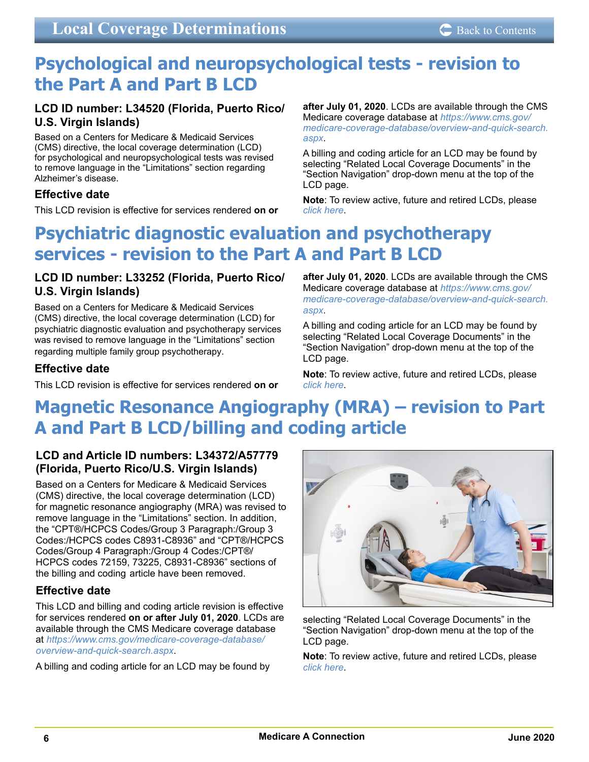# Psychological and neuropsychological tests - revision to the Part A and Part B LCD

### LCD ID number: L34520 (Florida, Puerto Rico/U.S. Virgin Islands)

Based on a Centers for Medicare & Medicaid Services (CMS) directive, the local coverage determination (LCD) for psychological and neuropsychological tests was revised to remove language in the "Limitations" section regarding Alzheimer's disease.

### Effective date

This LCD revision is effective for services rendered **on or after July 01, 2020**. LCDs are available through the CMS Medicare coverage database at *https://www.cms.gov/medicare-coverage-database/overview-and-quick-search.aspx*.

A billing and coding article for an LCD may be found by selecting "Related Local Coverage Documents" in the "Section Navigation" drop-down menu at the top of the LCD page.

**Note**: To review active, future and retired LCDs, please *click here*.

# Psychiatric diagnostic evaluation and psychotherapy services - revision to the Part A and Part B LCD

### LCD ID number: L33252 (Florida, Puerto Rico/U.S. Virgin Islands)

Based on a Centers for Medicare & Medicaid Services (CMS) directive, the local coverage determination (LCD) for psychiatric diagnostic evaluation and psychotherapy services was revised to remove language in the "Limitations" section regarding multiple family group psychotherapy.

### Effective date

This LCD revision is effective for services rendered **on or after July 01, 2020**. LCDs are available through the CMS Medicare coverage database at *https://www.cms.gov/medicare-coverage-database/overview-and-quick-search.aspx*.

A billing and coding article for an LCD may be found by selecting "Related Local Coverage Documents" in the "Section Navigation" drop-down menu at the top of the LCD page.

**Note**: To review active, future and retired LCDs, please *click here*.

# Magnetic Resonance Angiography (MRA) – revision to Part A and Part B LCD/billing and coding article

### LCD and Article ID numbers: L34372/A57779 (Florida, Puerto Rico/U.S. Virgin Islands)

Based on a Centers for Medicare & Medicaid Services (CMS) directive, the local coverage determination (LCD) for magnetic resonance angiography (MRA) was revised to remove language in the "Limitations" section. In addition, the "CPT®/HCPCS Codes/Group 3 Paragraph:/Group 3 Codes:/HCPCS codes C8931-C8936" and "CPT®/HCPCS Codes/Group 4 Paragraph:/Group 4 Codes:/CPT®/HCPCS codes 72159, 73225, C8931-C8936" sections of the billing and coding article have been removed.

### Effective date

This LCD and billing and coding article revision is effective for services rendered **on or after July 01, 2020**. LCDs are available through the CMS Medicare coverage database at *https://www.cms.gov/medicare-coverage-database/overview-and-quick-search.aspx*.

A billing and coding article for an LCD may be found by selecting "Related Local Coverage Documents" in the "Section Navigation" drop-down menu at the top of the LCD page.

**Note**: To review active, future and retired LCDs, please *click here*.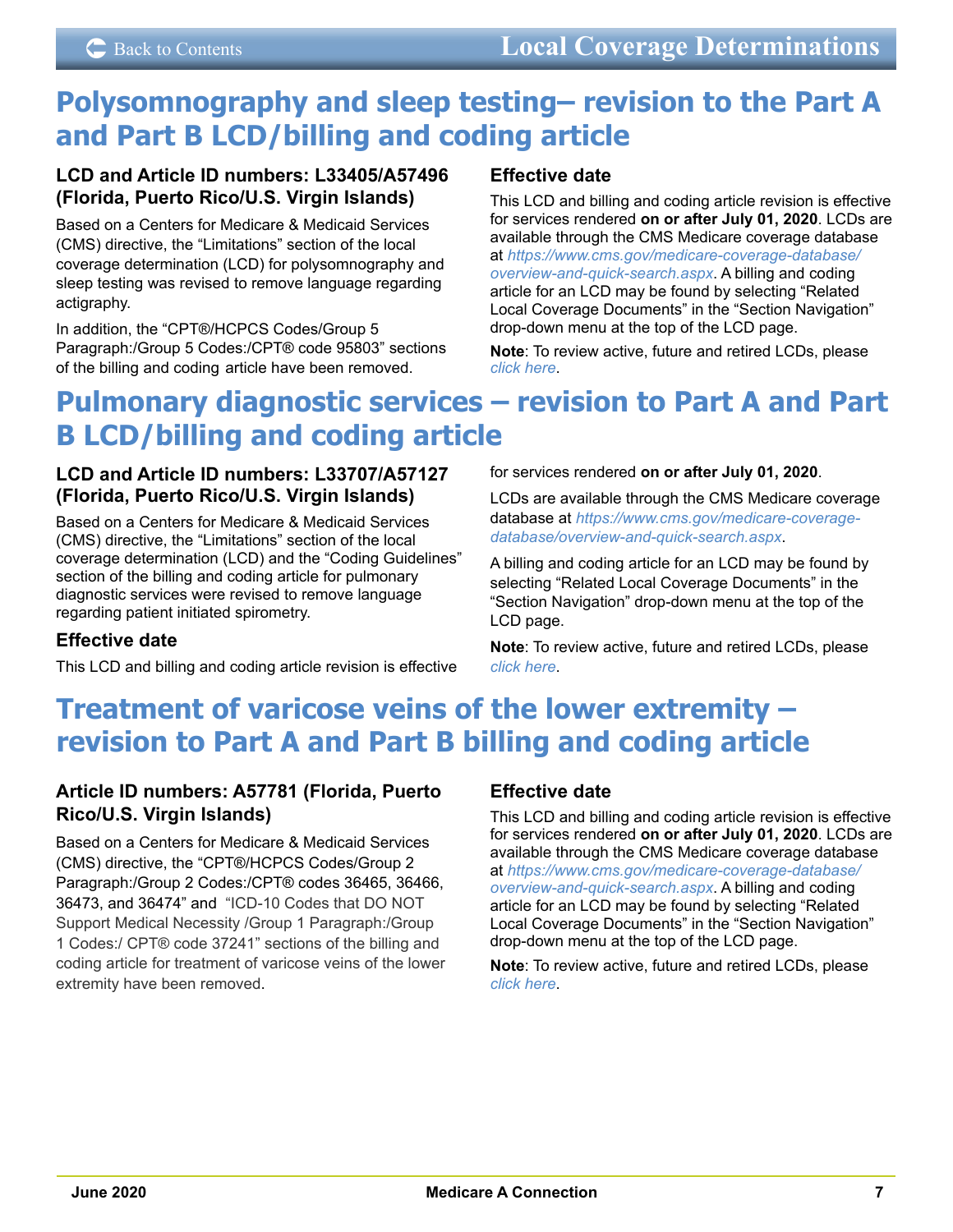# Polysomnography and sleep testing– revision to the Part A and Part B LCD/billing and coding article

### LCD and Article ID numbers: L33405/A57496 (Florida, Puerto Rico/U.S. Virgin Islands)

Based on a Centers for Medicare & Medicaid Services (CMS) directive, the "Limitations" section of the local coverage determination (LCD) for polysomnography and sleep testing was revised to remove language regarding actigraphy.

In addition, the "CPT®/HCPCS Codes/Group 5 Paragraph:/Group 5 Codes:/CPT® code 95803" sections of the billing and coding article have been removed.

### Effective date

This LCD and billing and coding article revision is effective for services rendered **on or after July 01, 2020**. LCDs are available through the CMS Medicare coverage database at *https://www.cms.gov/medicare-coverage-database/overview-and-quick-search.aspx*. A billing and coding article for an LCD may be found by selecting "Related Local Coverage Documents" in the "Section Navigation" drop-down menu at the top of the LCD page.

**Note**: To review active, future and retired LCDs, please *click here*.

# Pulmonary diagnostic services – revision to Part A and Part B LCD/billing and coding article

### LCD and Article ID numbers: L33707/A57127 (Florida, Puerto Rico/U.S. Virgin Islands)

Based on a Centers for Medicare & Medicaid Services (CMS) directive, the "Limitations" section of the local coverage determination (LCD) and the "Coding Guidelines" section of the billing and coding article for pulmonary diagnostic services were revised to remove language regarding patient initiated spirometry.

### Effective date

This LCD and billing and coding article revision is effective for services rendered **on or after July 01, 2020**.

LCDs are available through the CMS Medicare coverage database at *https://www.cms.gov/medicare-coverage-database/overview-and-quick-search.aspx*.

A billing and coding article for an LCD may be found by selecting "Related Local Coverage Documents" in the "Section Navigation" drop-down menu at the top of the LCD page.

**Note**: To review active, future and retired LCDs, please *click here*.

# Treatment of varicose veins of the lower extremity – revision to Part A and Part B billing and coding article

### Article ID numbers: A57781 (Florida, Puerto Rico/U.S. Virgin Islands)

Based on a Centers for Medicare & Medicaid Services (CMS) directive, the "CPT®/HCPCS Codes/Group 2 Paragraph:/Group 2 Codes:/CPT® codes 36465, 36466, 36473, and 36474" and "ICD-10 Codes that DO NOT Support Medical Necessity /Group 1 Paragraph:/Group 1 Codes:/ CPT® code 37241" sections of the billing and coding article for treatment of varicose veins of the lower extremity have been removed.

### Effective date

This LCD and billing and coding article revision is effective for services rendered **on or after July 01, 2020**. LCDs are available through the CMS Medicare coverage database at *https://www.cms.gov/medicare-coverage-database/overview-and-quick-search.aspx*. A billing and coding article for an LCD may be found by selecting "Related Local Coverage Documents" in the "Section Navigation" drop-down menu at the top of the LCD page.

**Note**: To review active, future and retired LCDs, please *click here*.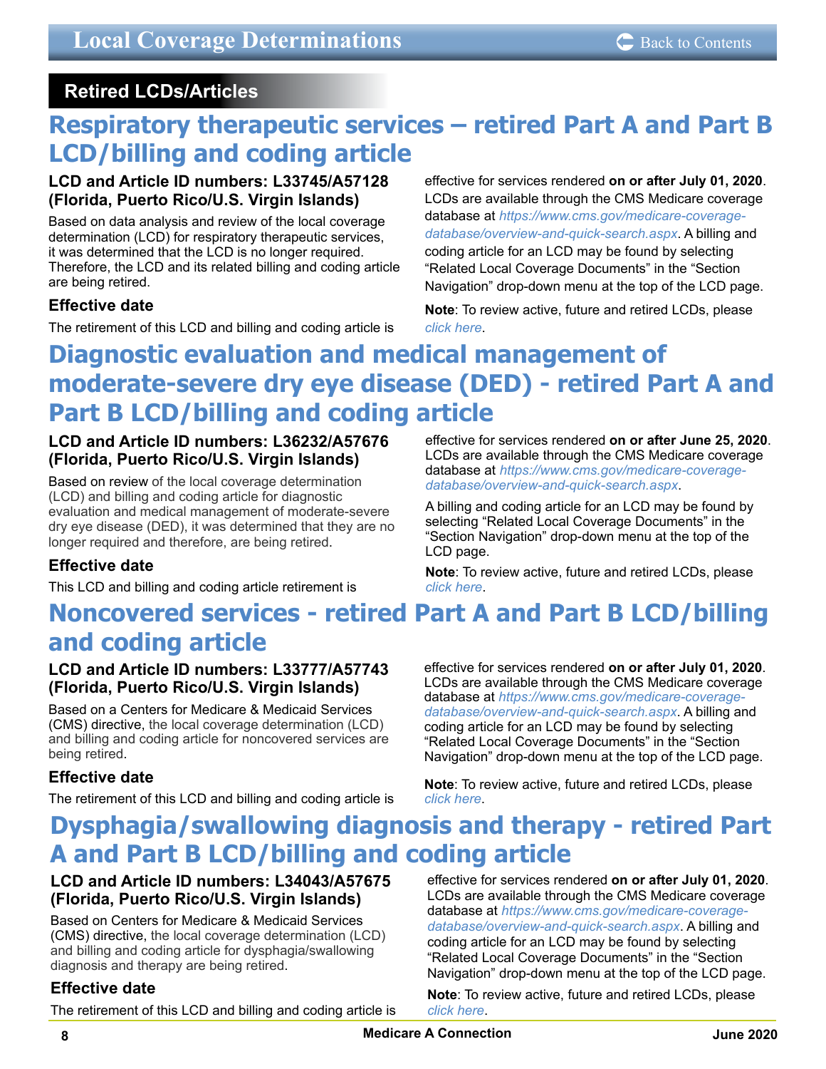## Retired LCDs/Articles

# Respiratory therapeutic services – retired Part A and Part B LCD/billing and coding article

**LCD and Article ID numbers: L33745/A57128 (Florida, Puerto Rico/U.S. Virgin Islands)**

Based on data analysis and review of the local coverage determination (LCD) for respiratory therapeutic services, it was determined that the LCD is no longer required. Therefore, the LCD and its related billing and coding article are being retired.

### Effective date

The retirement of this LCD and billing and coding article is effective for services rendered **on or after July 01, 2020**. LCDs are available through the CMS Medicare coverage database at *https://www.cms.gov/medicare-coverage-database/overview-and-quick-search.aspx*. A billing and coding article for an LCD may be found by selecting "Related Local Coverage Documents" in the "Section Navigation" drop-down menu at the top of the LCD page.

**Note**: To review active, future and retired LCDs, please *click here*.

# Diagnostic evaluation and medical management of moderate-severe dry eye disease (DED) - retired Part A and Part B LCD/billing and coding article

**LCD and Article ID numbers: L36232/A57676 (Florida, Puerto Rico/U.S. Virgin Islands)**

Based on review of the local coverage determination (LCD) and billing and coding article for diagnostic evaluation and medical management of moderate-severe dry eye disease (DED), it was determined that they are no longer required and therefore, are being retired.

### Effective date

This LCD and billing and coding article retirement is effective for services rendered **on or after June 25, 2020**. LCDs are available through the CMS Medicare coverage database at *https://www.cms.gov/medicare-coverage-database/overview-and-quick-search.aspx*.

A billing and coding article for an LCD may be found by selecting "Related Local Coverage Documents" in the "Section Navigation" drop-down menu at the top of the LCD page.

**Note**: To review active, future and retired LCDs, please *click here*.

# Noncovered services - retired Part A and Part B LCD/billing and coding article

**LCD and Article ID numbers: L33777/A57743 (Florida, Puerto Rico/U.S. Virgin Islands)**

Based on a Centers for Medicare & Medicaid Services (CMS) directive, the local coverage determination (LCD) and billing and coding article for noncovered services are being retired.

### Effective date

The retirement of this LCD and billing and coding article is effective for services rendered **on or after July 01, 2020**. LCDs are available through the CMS Medicare coverage database at *https://www.cms.gov/medicare-coverage-database/overview-and-quick-search.aspx*. A billing and coding article for an LCD may be found by selecting "Related Local Coverage Documents" in the "Section Navigation" drop-down menu at the top of the LCD page.

**Note**: To review active, future and retired LCDs, please *click here*.

# Dysphagia/swallowing diagnosis and therapy - retired Part A and Part B LCD/billing and coding article

**LCD and Article ID numbers: L34043/A57675 (Florida, Puerto Rico/U.S. Virgin Islands)**

Based on Centers for Medicare & Medicaid Services (CMS) directive, the local coverage determination (LCD) and billing and coding article for dysphagia/swallowing diagnosis and therapy are being retired.

### Effective date

The retirement of this LCD and billing and coding article is effective for services rendered **on or after July 01, 2020**. LCDs are available through the CMS Medicare coverage database at *https://www.cms.gov/medicare-coverage-database/overview-and-quick-search.aspx*. A billing and coding article for an LCD may be found by selecting "Related Local Coverage Documents" in the "Section Navigation" drop-down menu at the top of the LCD page.

**Note**: To review active, future and retired LCDs, please *click here*.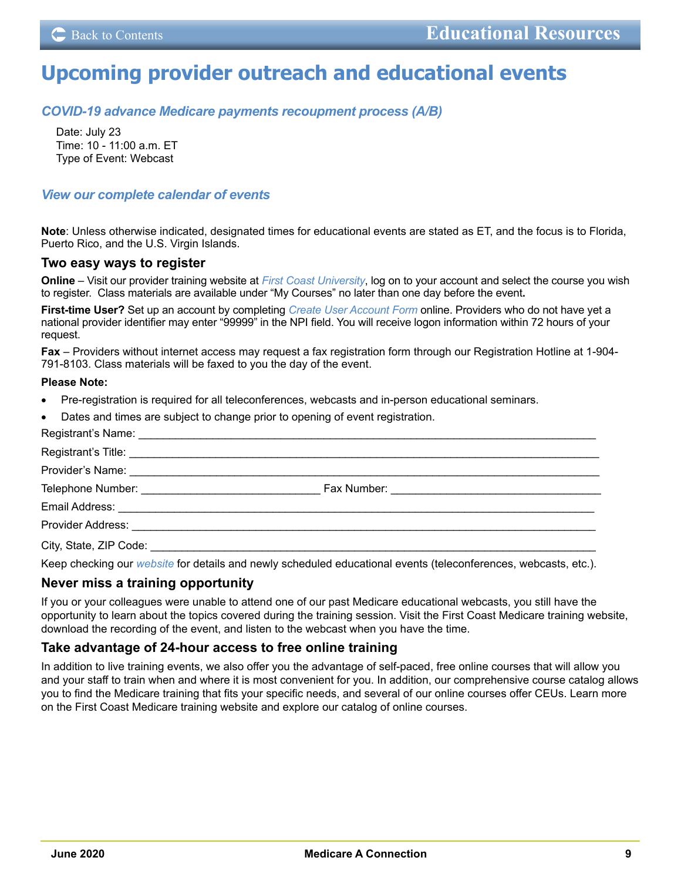# Upcoming provider outreach and educational events

### *COVID-19 advance Medicare payments recoupment process (A/B)*

Date: July 23
Time: 10 - 11:00 a.m. ET
Type of Event: Webcast

### *View our complete calendar of events*

**Note**: Unless otherwise indicated, designated times for educational events are stated as ET, and the focus is to Florida, Puerto Rico, and the U.S. Virgin Islands.

## Two easy ways to register

**Online** – Visit our provider training website at *First Coast University*, log on to your account and select the course you wish to register. Class materials are available under "My Courses" no later than one day before the event**.**

**First-time User?** Set up an account by completing *Create User Account Form* online. Providers who do not have yet a national provider identifier may enter "99999" in the NPI field. You will receive logon information within 72 hours of your request.

**Fax** – Providers without internet access may request a fax registration form through our Registration Hotline at 1-904-791-8103. Class materials will be faxed to you the day of the event.

**Please Note:**

- Pre-registration is required for all teleconferences, webcasts and in-person educational seminars.
- Dates and times are subject to change prior to opening of event registration.

Registrant's Name: ___________________________________________________________________________

Registrant's Title: ____________________________________________________________________________

Provider's Name: _____________________________________________________________________________

Telephone Number: _____________________________ Fax Number: _________________________________

Email Address: _______________________________________________________________________________

Provider Address: _____________________________________________________________________________

City, State, ZIP Code: __________________________________________________________________________

Keep checking our *website* for details and newly scheduled educational events (teleconferences, webcasts, etc.).

## Never miss a training opportunity

If you or your colleagues were unable to attend one of our past Medicare educational webcasts, you still have the opportunity to learn about the topics covered during the training session. Visit the First Coast Medicare training website, download the recording of the event, and listen to the webcast when you have the time.

## Take advantage of 24-hour access to free online training

In addition to live training events, we also offer you the advantage of self-paced, free online courses that will allow you and your staff to train when and where it is most convenient for you. In addition, our comprehensive course catalog allows you to find the Medicare training that fits your specific needs, and several of our online courses offer CEUs. Learn more on the First Coast Medicare training website and explore our catalog of online courses.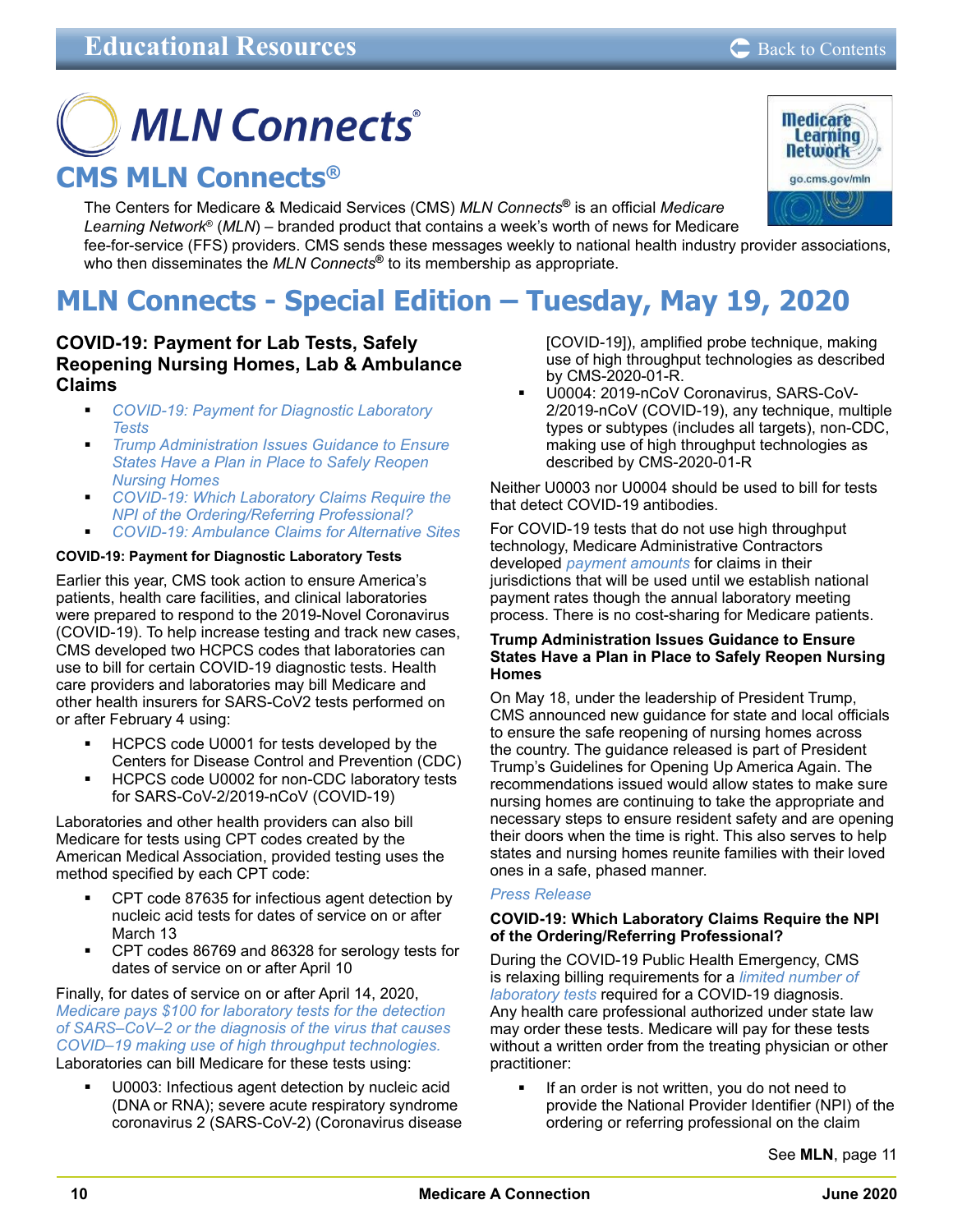# Educational Resources

## MLN Connects®

## CMS MLN Connects®

The Centers for Medicare & Medicaid Services (CMS) *MLN Connects®* is an official *Medicare Learning Network®* (*MLN*) – branded product that contains a week's worth of news for Medicare fee-for-service (FFS) providers. CMS sends these messages weekly to national health industry provider associations, who then disseminates the *MLN Connects®* to its membership as appropriate.

## MLN Connects - Special Edition – Tuesday, May 19, 2020

### COVID-19: Payment for Lab Tests, Safely Reopening Nursing Homes, Lab & Ambulance Claims

- *COVID-19: Payment for Diagnostic Laboratory Tests*
- *Trump Administration Issues Guidance to Ensure States Have a Plan in Place to Safely Reopen Nursing Homes*
- *COVID-19: Which Laboratory Claims Require the NPI of the Ordering/Referring Professional?*
- *COVID-19: Ambulance Claims for Alternative Sites*

#### COVID-19: Payment for Diagnostic Laboratory Tests

Earlier this year, CMS took action to ensure America's patients, health care facilities, and clinical laboratories were prepared to respond to the 2019-Novel Coronavirus (COVID-19). To help increase testing and track new cases, CMS developed two HCPCS codes that laboratories can use to bill for certain COVID-19 diagnostic tests. Health care providers and laboratories may bill Medicare and other health insurers for SARS-CoV2 tests performed on or after February 4 using:

- HCPCS code U0001 for tests developed by the Centers for Disease Control and Prevention (CDC)
- HCPCS code U0002 for non-CDC laboratory tests for SARS-CoV-2/2019-nCoV (COVID-19)

Laboratories and other health providers can also bill Medicare for tests using CPT codes created by the American Medical Association, provided testing uses the method specified by each CPT code:

- CPT code 87635 for infectious agent detection by nucleic acid tests for dates of service on or after March 13
- CPT codes 86769 and 86328 for serology tests for dates of service on or after April 10

Finally, for dates of service on or after April 14, 2020, *Medicare pays $100 for laboratory tests for the detection of SARS–CoV–2 or the diagnosis of the virus that causes COVID–19 making use of high throughput technologies.* Laboratories can bill Medicare for these tests using:

- U0003: Infectious agent detection by nucleic acid (DNA or RNA); severe acute respiratory syndrome coronavirus 2 (SARS-CoV-2) (Coronavirus disease [COVID-19]), amplified probe technique, making use of high throughput technologies as described by CMS-2020-01-R.
- U0004: 2019-nCoV Coronavirus, SARS-CoV-2/2019-nCoV (COVID-19), any technique, multiple types or subtypes (includes all targets), non-CDC, making use of high throughput technologies as described by CMS-2020-01-R

Neither U0003 nor U0004 should be used to bill for tests that detect COVID-19 antibodies.

For COVID-19 tests that do not use high throughput technology, Medicare Administrative Contractors developed *payment amounts* for claims in their jurisdictions that will be used until we establish national payment rates though the annual laboratory meeting process. There is no cost-sharing for Medicare patients.

#### Trump Administration Issues Guidance to Ensure States Have a Plan in Place to Safely Reopen Nursing Homes

On May 18, under the leadership of President Trump, CMS announced new guidance for state and local officials to ensure the safe reopening of nursing homes across the country. The guidance released is part of President Trump's Guidelines for Opening Up America Again. The recommendations issued would allow states to make sure nursing homes are continuing to take the appropriate and necessary steps to ensure resident safety and are opening their doors when the time is right. This also serves to help states and nursing homes reunite families with their loved ones in a safe, phased manner.

*Press Release*

#### COVID-19: Which Laboratory Claims Require the NPI of the Ordering/Referring Professional?

During the COVID-19 Public Health Emergency, CMS is relaxing billing requirements for a *limited number of laboratory tests* required for a COVID-19 diagnosis. Any health care professional authorized under state law may order these tests. Medicare will pay for these tests without a written order from the treating physician or other practitioner:

- If an order is not written, you do not need to provide the National Provider Identifier (NPI) of the ordering or referring professional on the claim

See **MLN**, page 11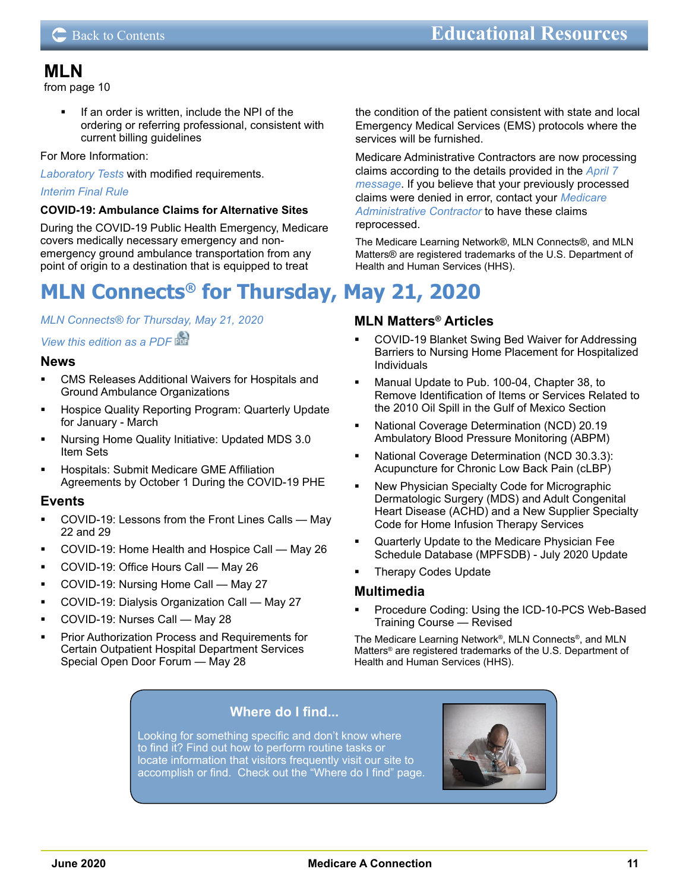## MLN

from page 10

- If an order is written, include the NPI of the ordering or referring professional, consistent with current billing guidelines

For More Information:

*Laboratory Tests* with modified requirements.

*Interim Final Rule*

**COVID-19: Ambulance Claims for Alternative Sites**

During the COVID-19 Public Health Emergency, Medicare covers medically necessary emergency and non-emergency ground ambulance transportation from any point of origin to a destination that is equipped to treat the condition of the patient consistent with state and local Emergency Medical Services (EMS) protocols where the services will be furnished.

Medicare Administrative Contractors are now processing claims according to the details provided in the *April 7 message*. If you believe that your previously processed claims were denied in error, contact your *Medicare Administrative Contractor* to have these claims reprocessed.

The Medicare Learning Network®, MLN Connects®, and MLN Matters® are registered trademarks of the U.S. Department of Health and Human Services (HHS).

# MLN Connects® for Thursday, May 21, 2020

*MLN Connects® for Thursday, May 21, 2020*

*View this edition as a PDF*

### News

- CMS Releases Additional Waivers for Hospitals and Ground Ambulance Organizations
- Hospice Quality Reporting Program: Quarterly Update for January - March
- Nursing Home Quality Initiative: Updated MDS 3.0 Item Sets
- Hospitals: Submit Medicare GME Affiliation Agreements by October 1 During the COVID-19 PHE

### Events

- COVID-19: Lessons from the Front Lines Calls — May 22 and 29
- COVID-19: Home Health and Hospice Call — May 26
- COVID-19: Office Hours Call — May 26
- COVID-19: Nursing Home Call — May 27
- COVID-19: Dialysis Organization Call — May 27
- COVID-19: Nurses Call — May 28
- Prior Authorization Process and Requirements for Certain Outpatient Hospital Department Services Special Open Door Forum — May 28

### MLN Matters® Articles

- COVID-19 Blanket Swing Bed Waiver for Addressing Barriers to Nursing Home Placement for Hospitalized Individuals
- Manual Update to Pub. 100-04, Chapter 38, to Remove Identification of Items or Services Related to the 2010 Oil Spill in the Gulf of Mexico Section
- National Coverage Determination (NCD) 20.19 Ambulatory Blood Pressure Monitoring (ABPM)
- National Coverage Determination (NCD 30.3.3): Acupuncture for Chronic Low Back Pain (cLBP)
- New Physician Specialty Code for Micrographic Dermatologic Surgery (MDS) and Adult Congenital Heart Disease (ACHD) and a New Supplier Specialty Code for Home Infusion Therapy Services
- Quarterly Update to the Medicare Physician Fee Schedule Database (MPFSDB) - July 2020 Update
- Therapy Codes Update

### Multimedia

- Procedure Coding: Using the ICD-10-PCS Web-Based Training Course — Revised

The Medicare Learning Network®, MLN Connects®, and MLN Matters® are registered trademarks of the U.S. Department of Health and Human Services (HHS).

**Where do I find...**

Looking for something specific and don't know where to find it? Find out how to perform routine tasks or locate information that visitors frequently visit our site to accomplish or find. Check out the "Where do I find" page.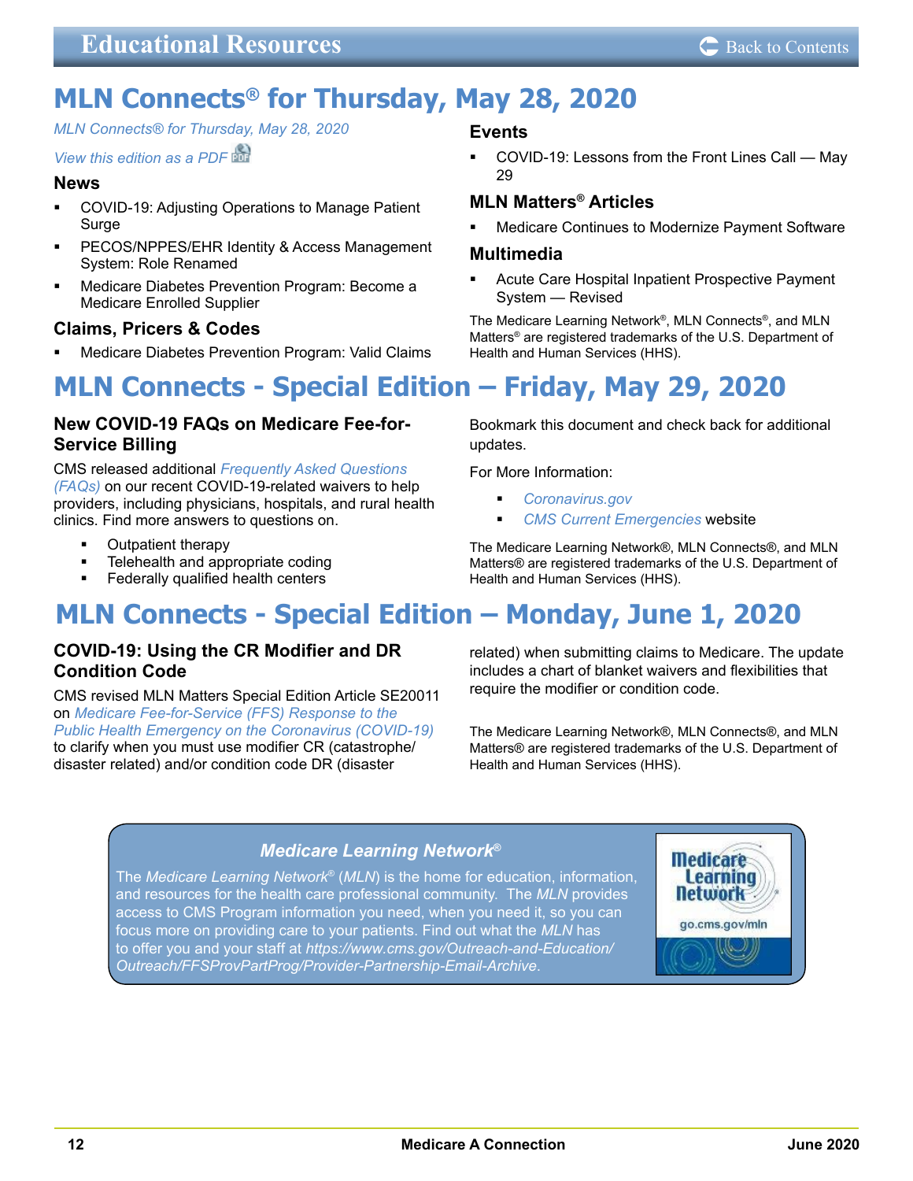# MLN Connects® for Thursday, May 28, 2020

*MLN Connects® for Thursday, May 28, 2020*

*View this edition as a PDF*

### News

- COVID-19: Adjusting Operations to Manage Patient Surge
- PECOS/NPPES/EHR Identity & Access Management System: Role Renamed
- Medicare Diabetes Prevention Program: Become a Medicare Enrolled Supplier

### Claims, Pricers & Codes

- Medicare Diabetes Prevention Program: Valid Claims

### Events

- COVID-19: Lessons from the Front Lines Call — May 29

### MLN Matters® Articles

- Medicare Continues to Modernize Payment Software

### Multimedia

- Acute Care Hospital Inpatient Prospective Payment System — Revised

The Medicare Learning Network®, MLN Connects®, and MLN Matters® are registered trademarks of the U.S. Department of Health and Human Services (HHS).

# MLN Connects - Special Edition – Friday, May 29, 2020

### New COVID-19 FAQs on Medicare Fee-for-Service Billing

CMS released additional *Frequently Asked Questions (FAQs)* on our recent COVID-19-related waivers to help providers, including physicians, hospitals, and rural health clinics. Find more answers to questions on.

- Outpatient therapy
- Telehealth and appropriate coding
- Federally qualified health centers

Bookmark this document and check back for additional updates.

For More Information:

- *Coronavirus.gov*
- *CMS Current Emergencies* website

The Medicare Learning Network®, MLN Connects®, and MLN Matters® are registered trademarks of the U.S. Department of Health and Human Services (HHS).

# MLN Connects - Special Edition – Monday, June 1, 2020

### COVID-19: Using the CR Modifier and DR Condition Code

CMS revised MLN Matters Special Edition Article SE20011 on *Medicare Fee-for-Service (FFS) Response to the Public Health Emergency on the Coronavirus (COVID-19)* to clarify when you must use modifier CR (catastrophe/disaster related) and/or condition code DR (disaster related) when submitting claims to Medicare. The update includes a chart of blanket waivers and flexibilities that require the modifier or condition code.

The Medicare Learning Network®, MLN Connects®, and MLN Matters® are registered trademarks of the U.S. Department of Health and Human Services (HHS).

***Medicare Learning Network®***

The *Medicare Learning Network®* (*MLN*) is the home for education, information, and resources for the health care professional community. The *MLN* provides access to CMS Program information you need, when you need it, so you can focus more on providing care to your patients. Find out what the *MLN* has to offer you and your staff at *https://www.cms.gov/Outreach-and-Education/Outreach/FFSProvPartProg/Provider-Partnership-Email-Archive*.

Medicare Learning Network
go.cms.gov/mln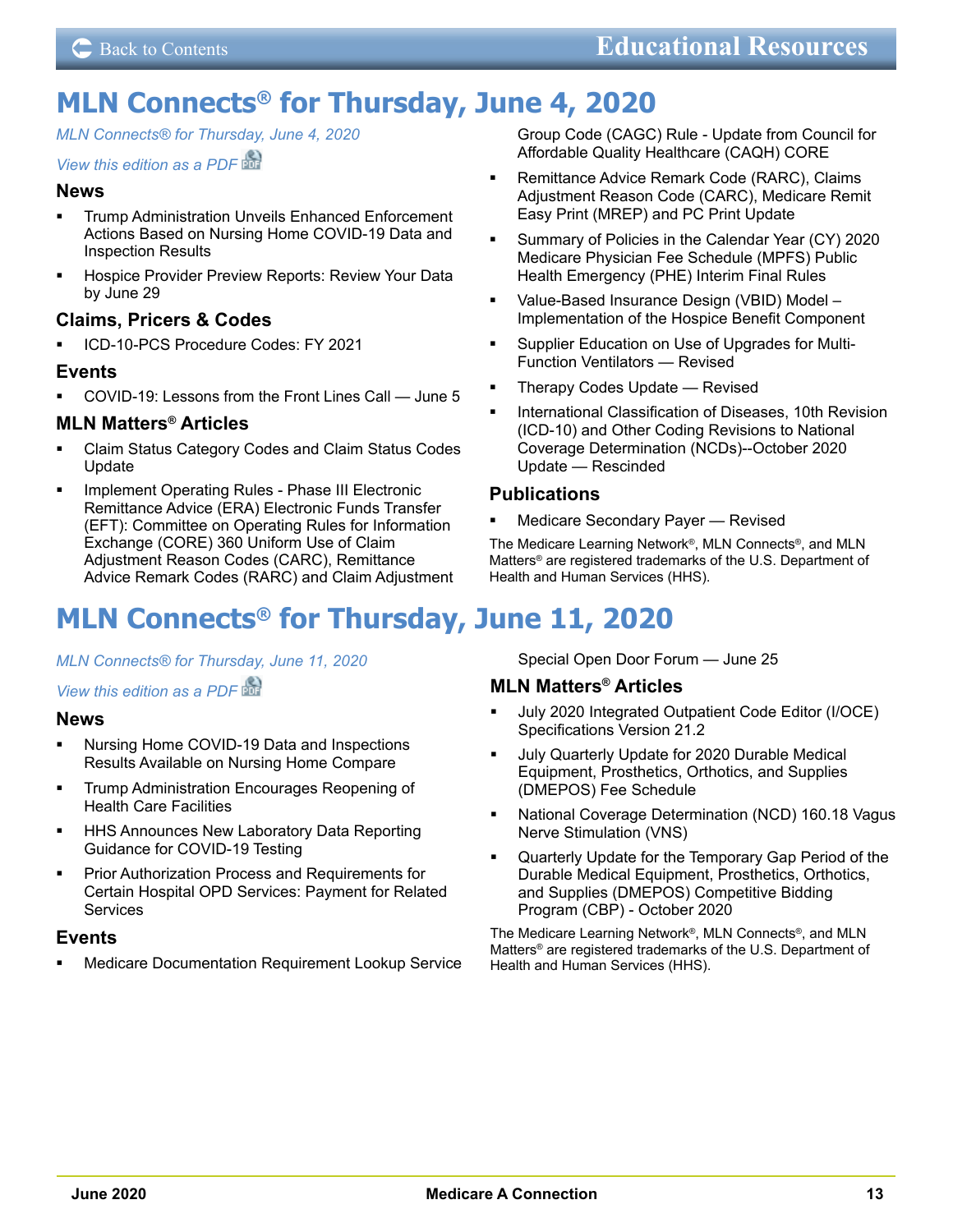# MLN Connects® for Thursday, June 4, 2020

*MLN Connects® for Thursday, June 4, 2020*

*View this edition as a PDF*

### News

- Trump Administration Unveils Enhanced Enforcement Actions Based on Nursing Home COVID-19 Data and Inspection Results
- Hospice Provider Preview Reports: Review Your Data by June 29

### Claims, Pricers & Codes

- ICD-10-PCS Procedure Codes: FY 2021

### Events

- COVID-19: Lessons from the Front Lines Call — June 5

### MLN Matters® Articles

- Claim Status Category Codes and Claim Status Codes Update
- Implement Operating Rules - Phase III Electronic Remittance Advice (ERA) Electronic Funds Transfer (EFT): Committee on Operating Rules for Information Exchange (CORE) 360 Uniform Use of Claim Adjustment Reason Codes (CARC), Remittance Advice Remark Codes (RARC) and Claim Adjustment Group Code (CAGC) Rule - Update from Council for Affordable Quality Healthcare (CAQH) CORE
- Remittance Advice Remark Code (RARC), Claims Adjustment Reason Code (CARC), Medicare Remit Easy Print (MREP) and PC Print Update
- Summary of Policies in the Calendar Year (CY) 2020 Medicare Physician Fee Schedule (MPFS) Public Health Emergency (PHE) Interim Final Rules
- Value-Based Insurance Design (VBID) Model – Implementation of the Hospice Benefit Component
- Supplier Education on Use of Upgrades for Multi-Function Ventilators — Revised
- Therapy Codes Update — Revised
- International Classification of Diseases, 10th Revision (ICD-10) and Other Coding Revisions to National Coverage Determination (NCDs)--October 2020 Update — Rescinded

### Publications

- Medicare Secondary Payer — Revised

The Medicare Learning Network®, MLN Connects®, and MLN Matters® are registered trademarks of the U.S. Department of Health and Human Services (HHS).

# MLN Connects® for Thursday, June 11, 2020

*MLN Connects® for Thursday, June 11, 2020*

*View this edition as a PDF*

### News

- Nursing Home COVID-19 Data and Inspections Results Available on Nursing Home Compare
- Trump Administration Encourages Reopening of Health Care Facilities
- HHS Announces New Laboratory Data Reporting Guidance for COVID-19 Testing
- Prior Authorization Process and Requirements for Certain Hospital OPD Services: Payment for Related Services

### Events

- Medicare Documentation Requirement Lookup Service Special Open Door Forum — June 25

### MLN Matters® Articles

- July 2020 Integrated Outpatient Code Editor (I/OCE) Specifications Version 21.2
- July Quarterly Update for 2020 Durable Medical Equipment, Prosthetics, Orthotics, and Supplies (DMEPOS) Fee Schedule
- National Coverage Determination (NCD) 160.18 Vagus Nerve Stimulation (VNS)
- Quarterly Update for the Temporary Gap Period of the Durable Medical Equipment, Prosthetics, Orthotics, and Supplies (DMEPOS) Competitive Bidding Program (CBP) - October 2020

The Medicare Learning Network®, MLN Connects®, and MLN Matters® are registered trademarks of the U.S. Department of Health and Human Services (HHS).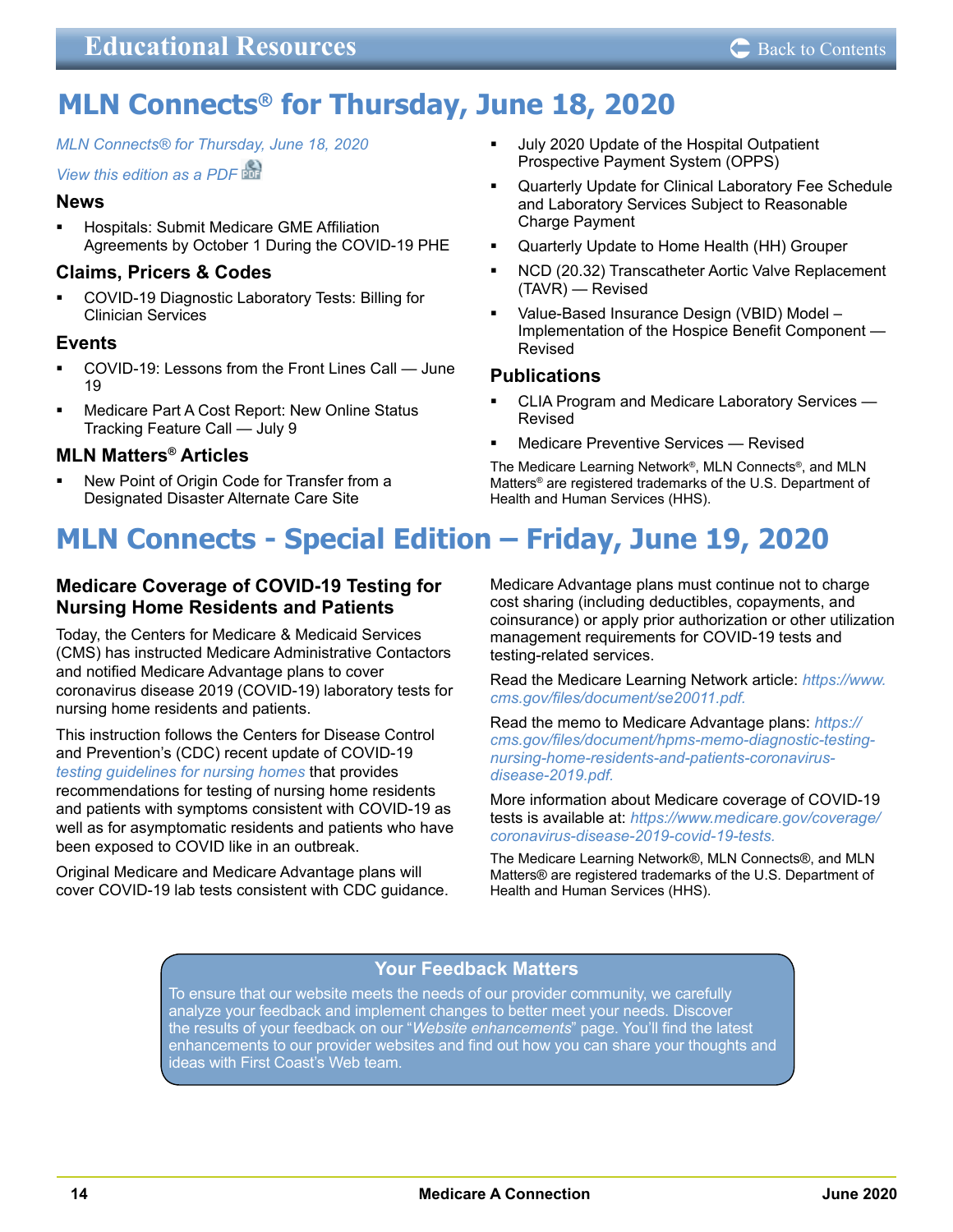# MLN Connects® for Thursday, June 18, 2020

*MLN Connects® for Thursday, June 18, 2020*

*View this edition as a PDF*

### News

- Hospitals: Submit Medicare GME Affiliation Agreements by October 1 During the COVID-19 PHE

### Claims, Pricers & Codes

- COVID-19 Diagnostic Laboratory Tests: Billing for Clinician Services

### Events

- COVID-19: Lessons from the Front Lines Call — June 19
- Medicare Part A Cost Report: New Online Status Tracking Feature Call — July 9

### MLN Matters® Articles

- New Point of Origin Code for Transfer from a Designated Disaster Alternate Care Site
- July 2020 Update of the Hospital Outpatient Prospective Payment System (OPPS)
- Quarterly Update for Clinical Laboratory Fee Schedule and Laboratory Services Subject to Reasonable Charge Payment
- Quarterly Update to Home Health (HH) Grouper
- NCD (20.32) Transcatheter Aortic Valve Replacement (TAVR) — Revised
- Value-Based Insurance Design (VBID) Model – Implementation of the Hospice Benefit Component — Revised

### Publications

- CLIA Program and Medicare Laboratory Services — Revised
- Medicare Preventive Services — Revised

The Medicare Learning Network®, MLN Connects®, and MLN Matters® are registered trademarks of the U.S. Department of Health and Human Services (HHS).

# MLN Connects - Special Edition – Friday, June 19, 2020

### Medicare Coverage of COVID-19 Testing for Nursing Home Residents and Patients

Today, the Centers for Medicare & Medicaid Services (CMS) has instructed Medicare Administrative Contactors and notified Medicare Advantage plans to cover coronavirus disease 2019 (COVID-19) laboratory tests for nursing home residents and patients.

This instruction follows the Centers for Disease Control and Prevention's (CDC) recent update of COVID-19 *testing guidelines for nursing homes* that provides recommendations for testing of nursing home residents and patients with symptoms consistent with COVID-19 as well as for asymptomatic residents and patients who have been exposed to COVID like in an outbreak.

Original Medicare and Medicare Advantage plans will cover COVID-19 lab tests consistent with CDC guidance. Medicare Advantage plans must continue not to charge cost sharing (including deductibles, copayments, and coinsurance) or apply prior authorization or other utilization management requirements for COVID-19 tests and testing-related services.

Read the Medicare Learning Network article: *https://www.cms.gov/files/document/se20011.pdf.*

Read the memo to Medicare Advantage plans: *https://cms.gov/files/document/hpms-memo-diagnostic-testing-nursing-home-residents-and-patients-coronavirus-disease-2019.pdf.*

More information about Medicare coverage of COVID-19 tests is available at: *https://www.medicare.gov/coverage/coronavirus-disease-2019-covid-19-tests.*

The Medicare Learning Network®, MLN Connects®, and MLN Matters® are registered trademarks of the U.S. Department of Health and Human Services (HHS).

### Your Feedback Matters

To ensure that our website meets the needs of our provider community, we carefully analyze your feedback and implement changes to better meet your needs. Discover the results of your feedback on our "*Website enhancements*" page. You'll find the latest enhancements to our provider websites and find out how you can share your thoughts and ideas with First Coast's Web team.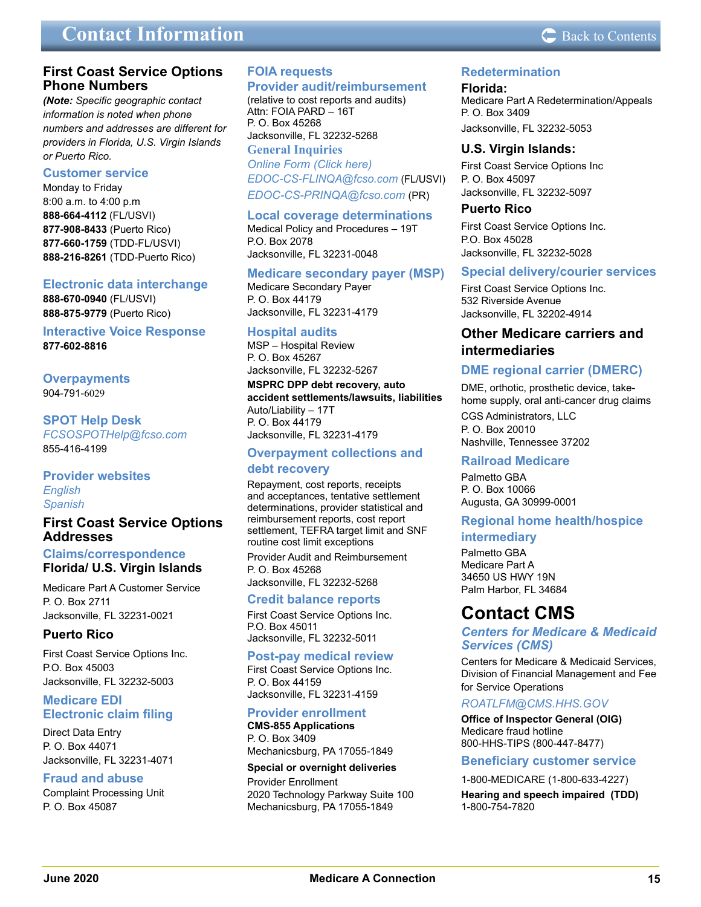# Contact Information

## First Coast Service Options Phone Numbers

***(Note:** Specific geographic contact information is noted when phone numbers and addresses are different for providers in Florida, U.S. Virgin Islands or Puerto Rico.*

### Customer service

Monday to Friday
8:00 a.m. to 4:00 p.m
**888-664-4112** (FL/USVI)
**877-908-8433** (Puerto Rico)
**877-660-1759** (TDD-FL/USVI)
**888-216-8261** (TDD-Puerto Rico)

### Electronic data interchange

**888-670-0940** (FL/USVI)
**888-875-9779** (Puerto Rico)

### Interactive Voice Response

**877-602-8816**

### Overpayments

904-791-6029

### SPOT Help Desk

*FCSOSPOTHelp@fcso.com*
855-416-4199

### Provider websites

*English*
*Spanish*

## First Coast Service Options Addresses

### Claims/correspondence

**Florida/ U.S. Virgin Islands**

Medicare Part A Customer Service
P. O. Box 2711
Jacksonville, FL 32231-0021

**Puerto Rico**

First Coast Service Options Inc.
P.O. Box 45003
Jacksonville, FL 32232-5003

### Medicare EDI Electronic claim filing

Direct Data Entry
P. O. Box 44071
Jacksonville, FL 32231-4071

### Fraud and abuse

Complaint Processing Unit
P. O. Box 45087

### FOIA requests Provider audit/reimbursement

(relative to cost reports and audits)
Attn: FOIA PARD – 16T
P. O. Box 45268
Jacksonville, FL 32232-5268

### General Inquiries

*Online Form (Click here)*
*EDOC-CS-FLINQA@fcso.com* (FL/USVI)
*EDOC-CS-PRINQA@fcso.com* (PR)

### Local coverage determinations

Medical Policy and Procedures – 19T
P.O. Box 2078
Jacksonville, FL 32231-0048

### Medicare secondary payer (MSP)

Medicare Secondary Payer
P. O. Box 44179
Jacksonville, FL 32231-4179

### Hospital audits

MSP – Hospital Review
P. O. Box 45267
Jacksonville, FL 32232-5267

**MSPRC DPP debt recovery, auto accident settlements/lawsuits, liabilities**
Auto/Liability – 17T
P. O. Box 44179
Jacksonville, FL 32231-4179

### Overpayment collections and debt recovery

Repayment, cost reports, receipts and acceptances, tentative settlement determinations, provider statistical and reimbursement reports, cost report settlement, TEFRA target limit and SNF routine cost limit exceptions

Provider Audit and Reimbursement
P. O. Box 45268
Jacksonville, FL 32232-5268

### Credit balance reports

First Coast Service Options Inc.
P.O. Box 45011
Jacksonville, FL 32232-5011

### Post-pay medical review

First Coast Service Options Inc.
P. O. Box 44159
Jacksonville, FL 32231-4159

### Provider enrollment

**CMS-855 Applications**
P. O. Box 3409
Mechanicsburg, PA 17055-1849

**Special or overnight deliveries**
Provider Enrollment
2020 Technology Parkway Suite 100
Mechanicsburg, PA 17055-1849

### Redetermination

**Florida:**
Medicare Part A Redetermination/Appeals
P. O. Box 3409
Jacksonville, FL 32232-5053

**U.S. Virgin Islands:**

First Coast Service Options Inc
P. O. Box 45097
Jacksonville, FL 32232-5097

**Puerto Rico**

First Coast Service Options Inc.
P.O. Box 45028
Jacksonville, FL 32232-5028

### Special delivery/courier services

First Coast Service Options Inc.
532 Riverside Avenue
Jacksonville, FL 32202-4914

## Other Medicare carriers and intermediaries

### DME regional carrier (DMERC)

DME, orthotic, prosthetic device, take-home supply, oral anti-cancer drug claims

CGS Administrators, LLC
P. O. Box 20010
Nashville, Tennessee 37202

### Railroad Medicare

Palmetto GBA
P. O. Box 10066
Augusta, GA 30999-0001

### Regional home health/hospice intermediary

Palmetto GBA
Medicare Part A
34650 US HWY 19N
Palm Harbor, FL 34684

# Contact CMS

### *Centers for Medicare & Medicaid Services (CMS)*

Centers for Medicare & Medicaid Services, Division of Financial Management and Fee for Service Operations

*ROATLFM@CMS.HHS.GOV*

**Office of Inspector General (OIG)**
Medicare fraud hotline
800-HHS-TIPS (800-447-8477)

### Beneficiary customer service

1-800-MEDICARE (1-800-633-4227)

**Hearing and speech impaired (TDD)**
1-800-754-7820